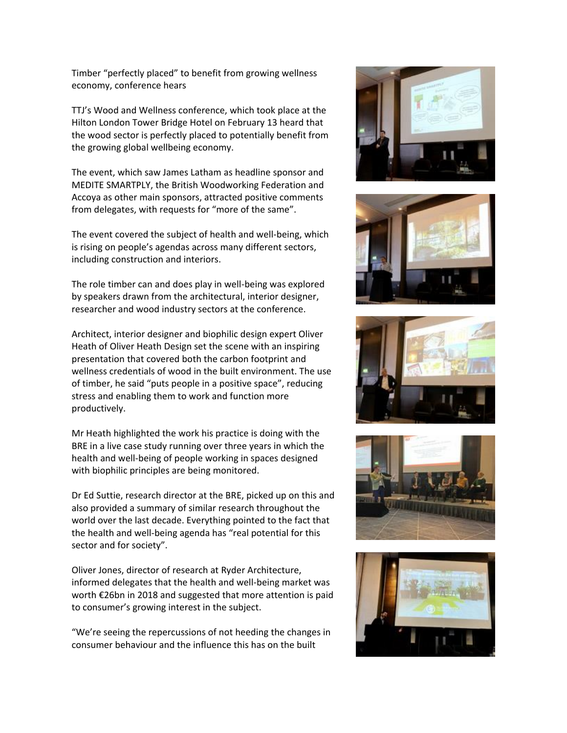# Timber "perfectly placed" to benefit from growing wellness economy, conference hears

TTJ's Wood and Wellness conference, which took place at the Hilton London Tower Bridge Hotel on February 13 heard that the wood sector is perfectly placed to potentially benefit from the growing global wellbeing economy.

The event, which saw James Latham as headline sponsor and MEDITE SMARTPLY, the British Woodworking Federation and Accoya as other main sponsors, attracted positive comments from delegates, with requests for "more of the same".

The event covered the subject of health and well-being, which is rising on people's agendas across many different sectors, including construction and interiors.

The role timber can and does play in well-being was explored by speakers drawn from the architectural, interior designer, researcher and wood industry sectors at the conference.

Architect, interior designer and biophilic design expert Oliver Heath of Oliver Heath Design set the scene with an inspiring presentation that covered both the carbon footprint and wellness credentials of wood in the built environment. The use of timber, he said "puts people in a positive space", reducing stress and enabling them to work and function more productively.

Mr Heath highlighted the work his practice is doing with the BRE in a live case study running over three years in which the health and well-being of people working in spaces designed with biophilic principles are being monitored.

Dr Ed Suttie, research director at the BRE, picked up on this and also provided a summary of similar research throughout the world over the last decade. Everything pointed to the fact that the health and well-being agenda has "real potential for this sector and for society".

Oliver Jones, director of research at Ryder Architecture, informed delegates that the health and well-being market was worth €26bn in 2018 and suggested that more attention is paid to consumer's growing interest in the subject.

"We're seeing the repercussions of not heeding the changes in consumer behaviour and the influence this has on the built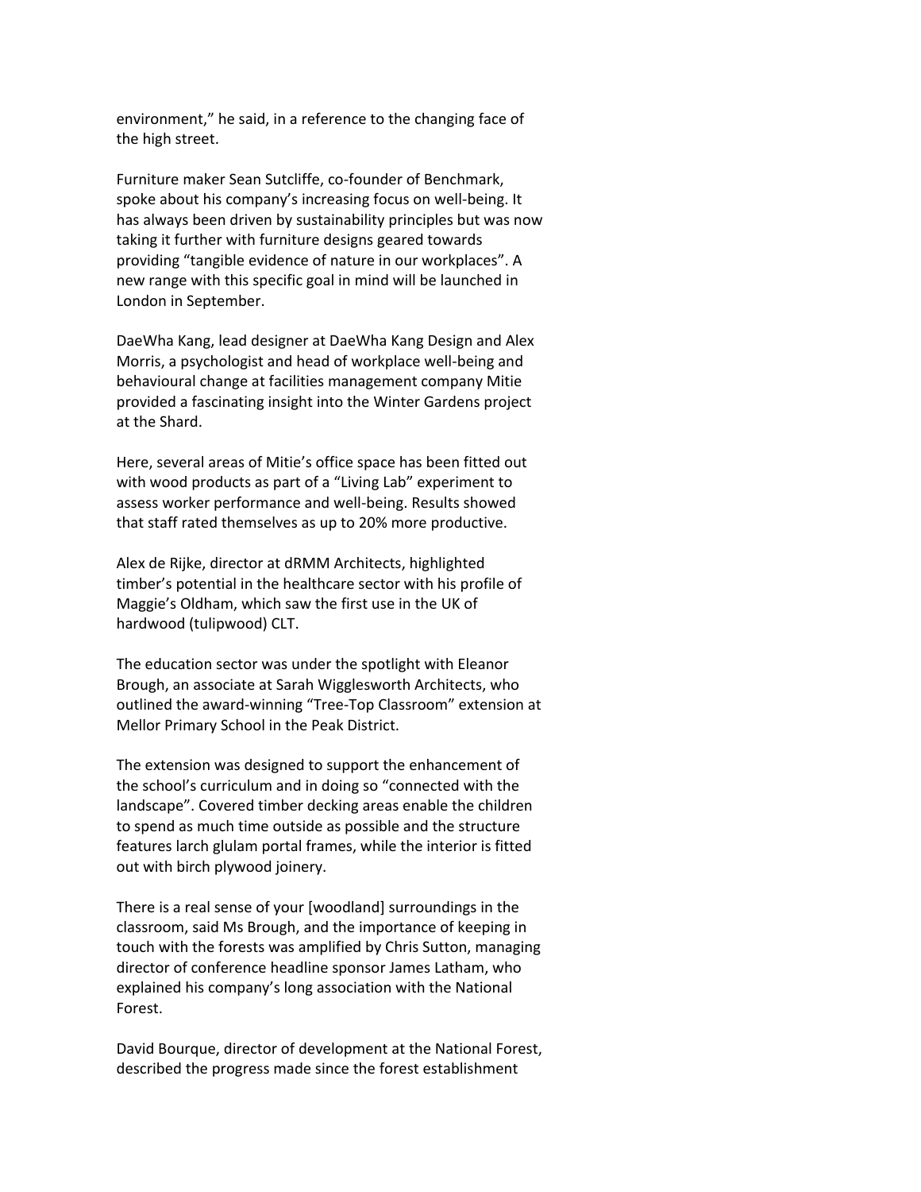environment," he said, in a reference to the changing face of the high street.

Furniture maker Sean Sutcliffe, co-founder of Benchmark, spoke about his company's increasing focus on well-being. It has always been driven by sustainability principles but was now taking it further with furniture designs geared towards providing "tangible evidence of nature in our workplaces". A new range with this specific goal in mind will be launched in London in September.

DaeWha Kang, lead designer at DaeWha Kang Design and Alex Morris, a psychologist and head of workplace well-being and behavioural change at facilities management company Mitie provided a fascinating insight into the Winter Gardens project at the Shard.

Here, several areas of Mitie's office space has been fitted out with wood products as part of a "Living Lab" experiment to assess worker performance and well-being. Results showed that staff rated themselves as up to 20% more productive.

Alex de Rijke, director at dRMM Architects, highlighted timber's potential in the healthcare sector with his profile of Maggie's Oldham, which saw the first use in the UK of hardwood (tulipwood) CLT.

The education sector was under the spotlight with Eleanor Brough, an associate at Sarah Wigglesworth Architects, who outlined the award-winning "Tree-Top Classroom" extension at Mellor Primary School in the Peak District.

The extension was designed to support the enhancement of the school's curriculum and in doing so "connected with the landscape". Covered timber decking areas enable the children to spend as much time outside as possible and the structure features larch glulam portal frames, while the interior is fitted out with birch plywood joinery.

There is a real sense of your [woodland] surroundings in the classroom, said Ms Brough, and the importance of keeping in touch with the forests was amplified by Chris Sutton, managing director of conference headline sponsor James Latham, who explained his company's long association with the National Forest.

David Bourque, director of development at the National Forest, described the progress made since the forest establishment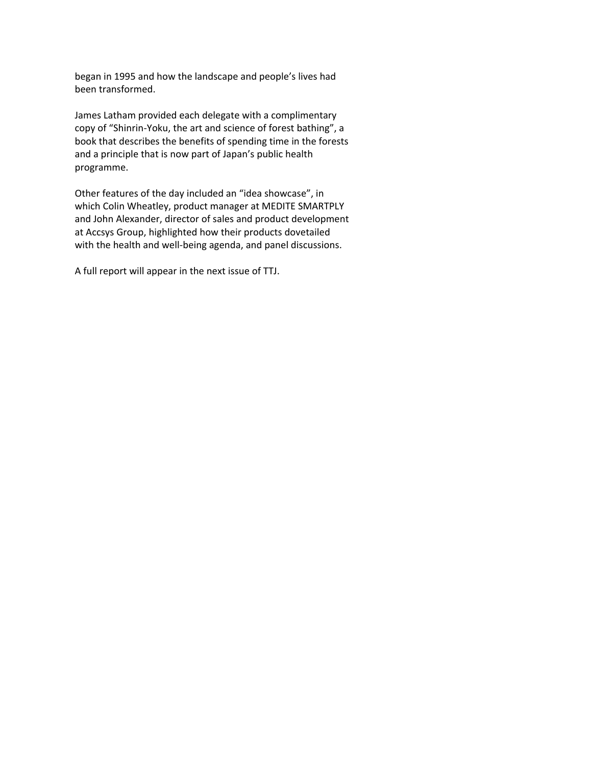began in 1995 and how the landscape and people's lives had been transformed.

James Latham provided each delegate with a complimentary copy of "Shinrin-Yoku, the art and science of forest bathing", a book that describes the benefits of spending time in the forests and a principle that is now part of Japan's public health programme.

Other features of the day included an "idea showcase", in which Colin Wheatley, product manager at MEDITE SMARTPLY and John Alexander, director of sales and product development at Accsys Group, highlighted how their products dovetailed with the health and well-being agenda, and panel discussions.

A full report will appear in the next issue of TTJ.